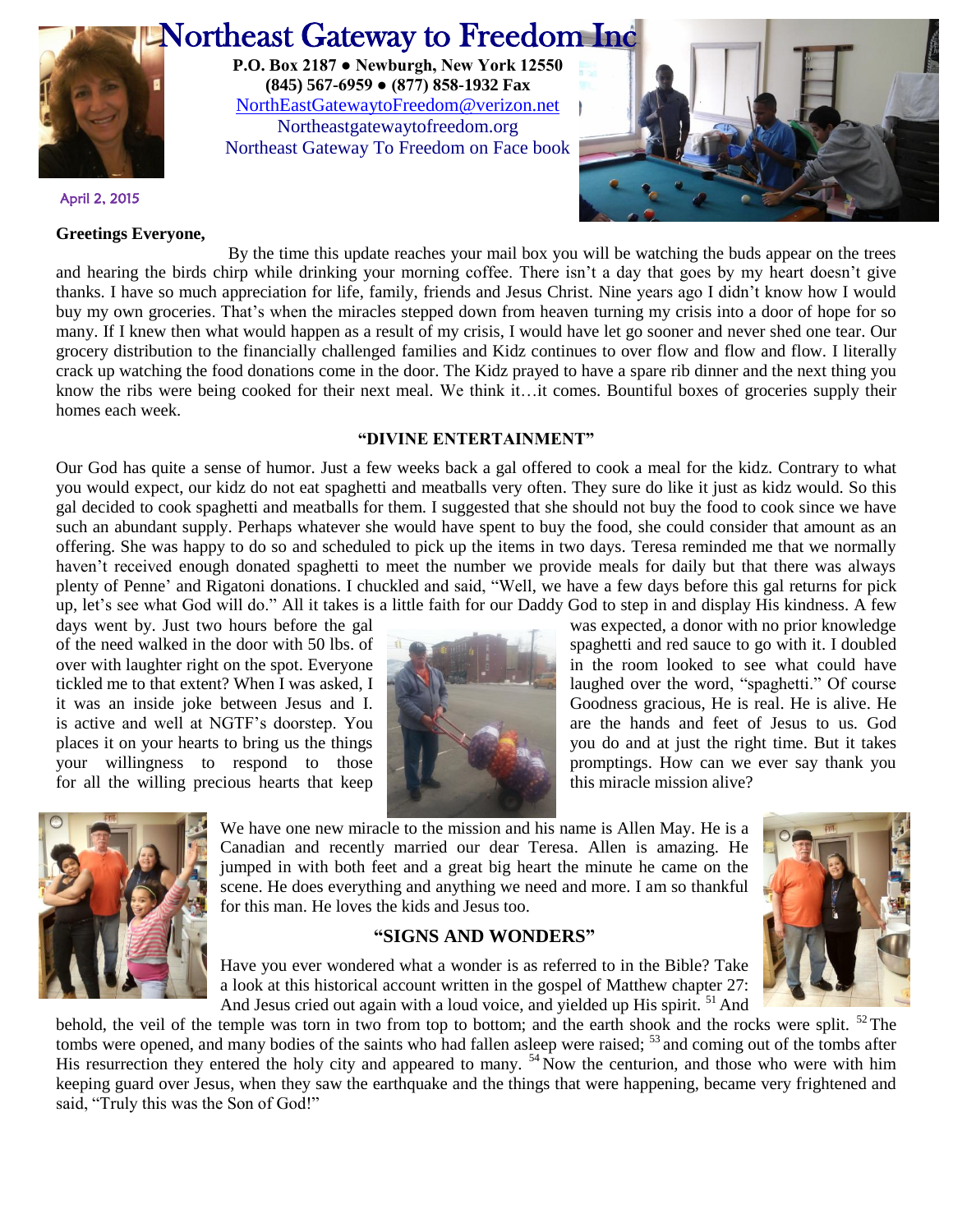# Northeast Gateway to Freedom Inc

**P.O. Box 2187 ● Newburgh, New York 12550**
**(845) 567-6959 ● (877) 858-1932 Fax**
NorthEastGatewaytoFreedom@verizon.net
Northeastgatewaytofreedom.org
Northeast Gateway To Freedom on Face book

April 2, 2015

**Greetings Everyone,**

By the time this update reaches your mail box you will be watching the buds appear on the trees and hearing the birds chirp while drinking your morning coffee. There isn't a day that goes by my heart doesn't give thanks. I have so much appreciation for life, family, friends and Jesus Christ. Nine years ago I didn't know how I would buy my own groceries. That's when the miracles stepped down from heaven turning my crisis into a door of hope for so many. If I knew then what would happen as a result of my crisis, I would have let go sooner and never shed one tear. Our grocery distribution to the financially challenged families and Kidz continues to over flow and flow and flow. I literally crack up watching the food donations come in the door. The Kidz prayed to have a spare rib dinner and the next thing you know the ribs were being cooked for their next meal. We think it…it comes. Bountiful boxes of groceries supply their homes each week.

**"DIVINE ENTERTAINMENT"**

Our God has quite a sense of humor. Just a few weeks back a gal offered to cook a meal for the kidz. Contrary to what you would expect, our kidz do not eat spaghetti and meatballs very often. They sure do like it just as kidz would. So this gal decided to cook spaghetti and meatballs for them. I suggested that she should not buy the food to cook since we have such an abundant supply. Perhaps whatever she would have spent to buy the food, she could consider that amount as an offering. She was happy to do so and scheduled to pick up the items in two days. Teresa reminded me that we normally haven't received enough donated spaghetti to meet the number we provide meals for daily but that there was always plenty of Penne' and Rigatoni donations. I chuckled and said, "Well, we have a few days before this gal returns for pick up, let's see what God will do." All it takes is a little faith for our Daddy God to step in and display His kindness. A few days went by. Just two hours before the gal was expected, a donor with no prior knowledge of the need walked in the door with 50 lbs. of spaghetti and red sauce to go with it. I doubled over with laughter right on the spot. Everyone in the room looked to see what could have tickled me to that extent? When I was asked, I laughed over the word, "spaghetti." Of course it was an inside joke between Jesus and I. Goodness gracious, He is real. He is alive. He is active and well at NGTF's doorstep. You are the hands and feet of Jesus to us. God places it on your hearts to bring us the things you do and at just the right time. But it takes your willingness to respond to those promptings. How can we ever say thank you for all the willing precious hearts that keep this miracle mission alive?

We have one new miracle to the mission and his name is Allen May. He is a Canadian and recently married our dear Teresa. Allen is amazing. He jumped in with both feet and a great big heart the minute he came on the scene. He does everything and anything we need and more. I am so thankful for this man. He loves the kids and Jesus too.

**"SIGNS AND WONDERS"**

Have you ever wondered what a wonder is as referred to in the Bible? Take a look at this historical account written in the gospel of Matthew chapter 27: And Jesus cried out again with a loud voice, and yielded up His spirit. [51] And behold, the veil of the temple was torn in two from top to bottom; and the earth shook and the rocks were split. [52] The tombs were opened, and many bodies of the saints who had fallen asleep were raised; [53] and coming out of the tombs after His resurrection they entered the holy city and appeared to many. [54] Now the centurion, and those who were with him keeping guard over Jesus, when they saw the earthquake and the things that were happening, became very frightened and said, "Truly this was the Son of God!"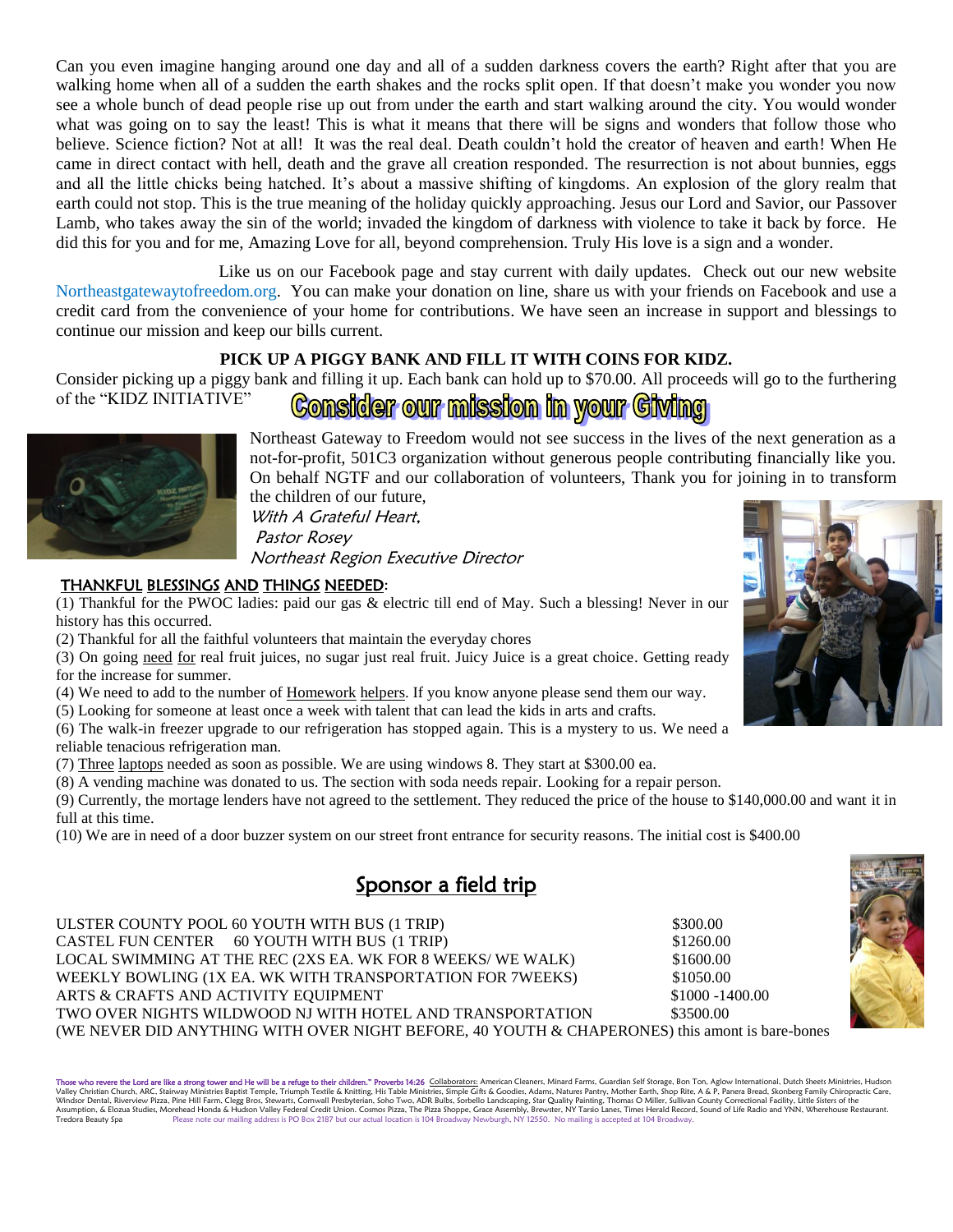Can you even imagine hanging around one day and all of a sudden darkness covers the earth? Right after that you are walking home when all of a sudden the earth shakes and the rocks split open. If that doesn't make you wonder you now see a whole bunch of dead people rise up out from under the earth and start walking around the city. You would wonder what was going on to say the least! This is what it means that there will be signs and wonders that follow those who believe. Science fiction? Not at all! It was the real deal. Death couldn't hold the creator of heaven and earth! When He came in direct contact with hell, death and the grave all creation responded. The resurrection is not about bunnies, eggs and all the little chicks being hatched. It's about a massive shifting of kingdoms. An explosion of the glory realm that earth could not stop. This is the true meaning of the holiday quickly approaching. Jesus our Lord and Savior, our Passover Lamb, who takes away the sin of the world; invaded the kingdom of darkness with violence to take it back by force. He did this for you and for me, Amazing Love for all, beyond comprehension. Truly His love is a sign and a wonder.

Like us on our Facebook page and stay current with daily updates. Check out our new website Northeastgatewaytofreedom.org. You can make your donation on line, share us with your friends on Facebook and use a credit card from the convenience of your home for contributions. We have seen an increase in support and blessings to continue our mission and keep our bills current.

**PICK UP A PIGGY BANK AND FILL IT WITH COINS FOR KIDZ.**

Consider picking up a piggy bank and filling it up. Each bank can hold up to $70.00. All proceeds will go to the furthering of the "KIDZ INITIATIVE"

## Consider our mission in your Giving

Northeast Gateway to Freedom would not see success in the lives of the next generation as a not-for-profit, 501C3 organization without generous people contributing financially like you. On behalf NGTF and our collaboration of volunteers, Thank you for joining in to transform the children of our future,

*With A Grateful Heart,*
*Pastor Rosey*
*Northeast Region Executive Director*

**THANKFUL BLESSINGS AND THINGS NEEDED:**

(1) Thankful for the PWOC ladies: paid our gas & electric till end of May. Such a blessing! Never in our history has this occurred.
(2) Thankful for all the faithful volunteers that maintain the everyday chores
(3) On going need for real fruit juices, no sugar just real fruit. Juicy Juice is a great choice. Getting ready for the increase for summer.
(4) We need to add to the number of Homework helpers. If you know anyone please send them our way.
(5) Looking for someone at least once a week with talent that can lead the kids in arts and crafts.
(6) The walk-in freezer upgrade to our refrigeration has stopped again. This is a mystery to us. We need a reliable tenacious refrigeration man.
(7) Three laptops needed as soon as possible. We are using windows 8. They start at $300.00 ea.
(8) A vending machine was donated to us. The section with soda needs repair. Looking for a repair person.
(9) Currently, the mortage lenders have not agreed to the settlement. They reduced the price of the house to $140,000.00 and want it in full at this time.
(10) We are in need of a door buzzer system on our street front entrance for security reasons. The initial cost is $400.00

## Sponsor a field trip

| | |
|---|---|
| ULSTER COUNTY POOL 60 YOUTH WITH BUS (1 TRIP) | $300.00 |
| CASTEL FUN CENTER 60 YOUTH WITH BUS (1 TRIP) | $1260.00 |
| LOCAL SWIMMING AT THE REC (2XS EA. WK FOR 8 WEEKS/ WE WALK) | $1600.00 |
| WEEKLY BOWLING (1X EA. WK WITH TRANSPORTATION FOR 7WEEKS) | $1050.00 |
| ARTS & CRAFTS AND ACTIVITY EQUIPMENT | $1000 -1400.00 |
| TWO OVER NIGHTS WILDWOOD NJ WITH HOTEL AND TRANSPORTATION | $3500.00 |

(WE NEVER DID ANYTHING WITH OVER NIGHT BEFORE, 40 YOUTH & CHAPERONES) this amont is bare-bones

Those who revere the Lord are like a strong tower and He will be a refuge to their children." Proverbs 14:26 Collaborators: American Cleaners, Minard Farms, Guardian Self Storage, Bon Ton, Aglow International, Dutch Sheets Ministries, Hudson Valley Christian Church, ARC, Stairway Ministries Baptist Temple, Triumph Textile & Knitting, His Table Ministries, Simple Gifts & Goodies, Adams, Natures Pantry, Mother Earth, Shop Rite, A & P, Panera Bread, Skonberg Family Chiropractic Care, Windsor Dental, Riverview Pizza, Pine Hill Farm, Clegg Bros, Stewarts, Cornwall Presbyterian, Soho Two, ADR Bulbs, Sorbello Landscaping, Star Quality Painting, Thomas O Miller, Sullivan County Correctional Facility, Little Sisters of the Assumption, & Elozua Studies, Morehead Honda & Hudson Valley Federal Credit Union, Cosmos Pizza, The Pizza Shoppe, Grace Assembly, Brewster, NY Tarsio Lanes, Times Herald Record, Sound of Life Radio and YNN, Wherehouse Restaurant. Tredora Beauty Spa Please note our mailing address is PO Box 2187 but our actual location is 104 Broadway Newburgh, NY 12550. No mailing is accepted at 104 Broadway.